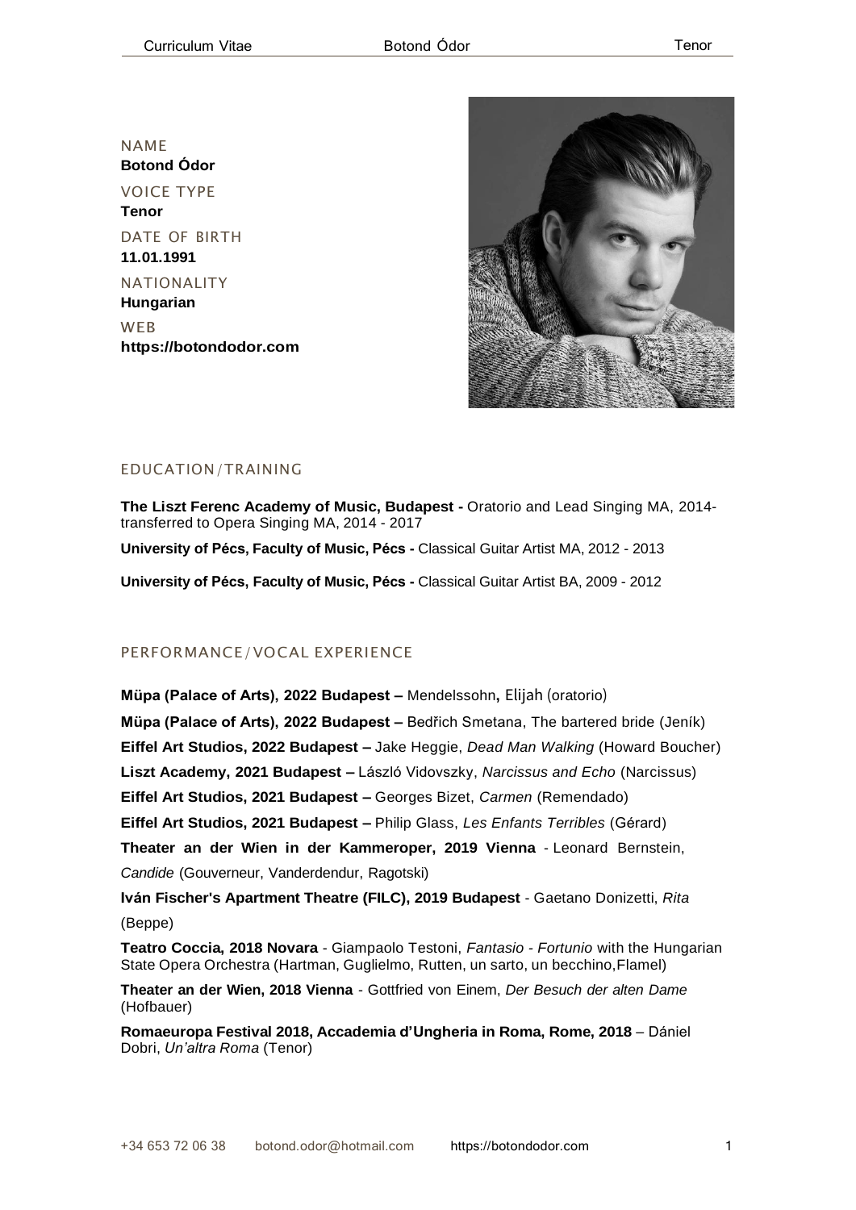NAME
**Botond Ódor**

VOICE TYPE
**Tenor**

DATE OF BIRTH
**11.01.1991**

NATIONALITY
**Hungarian**

WEB
**https://botondodor.com**

## EDUCATION / TRAINING

**The Liszt Ferenc Academy of Music, Budapest -** Oratorio and Lead Singing MA, 2014- transferred to Opera Singing MA, 2014 - 2017

**University of Pécs, Faculty of Music, Pécs -** Classical Guitar Artist MA, 2012 - 2013

**University of Pécs, Faculty of Music, Pécs -** Classical Guitar Artist BA, 2009 - 2012

## PERFORMANCE / VOCAL EXPERIENCE

**Müpa (Palace of Arts), 2022 Budapest –** Mendelssohn**,** Elijah (oratorio)

**Müpa (Palace of Arts), 2022 Budapest –** Bedřich Smetana, The bartered bride (Jeník)

**Eiffel Art Studios, 2022 Budapest –** Jake Heggie, *Dead Man Walking* (Howard Boucher)

**Liszt Academy, 2021 Budapest –** László Vidovszky, *Narcissus and Echo* (Narcissus)

**Eiffel Art Studios, 2021 Budapest –** Georges Bizet, *Carmen* (Remendado)

**Eiffel Art Studios, 2021 Budapest –** Philip Glass, *Les Enfants Terribles* (Gérard)

**Theater an der Wien in der Kammeroper, 2019 Vienna** - Leonard Bernstein, *Candide* (Gouverneur, Vanderdendur, Ragotski)

**Iván Fischer's Apartment Theatre (FILC), 2019 Budapest** - Gaetano Donizetti, *Rita* (Beppe)

**Teatro Coccia, 2018 Novara** - Giampaolo Testoni, *Fantasio - Fortunio* with the Hungarian State Opera Orchestra (Hartman, Guglielmo, Rutten, un sarto, un becchino,Flamel)

**Theater an der Wien, 2018 Vienna** - Gottfried von Einem, *Der Besuch der alten Dame* (Hofbauer)

**Romaeuropa Festival 2018, Accademia d'Ungheria in Roma, Rome, 2018** – Dániel Dobri, *Un'altra Roma* (Tenor)

+34 653 72 06 38 botond.odor@hotmail.com https://botondodor.com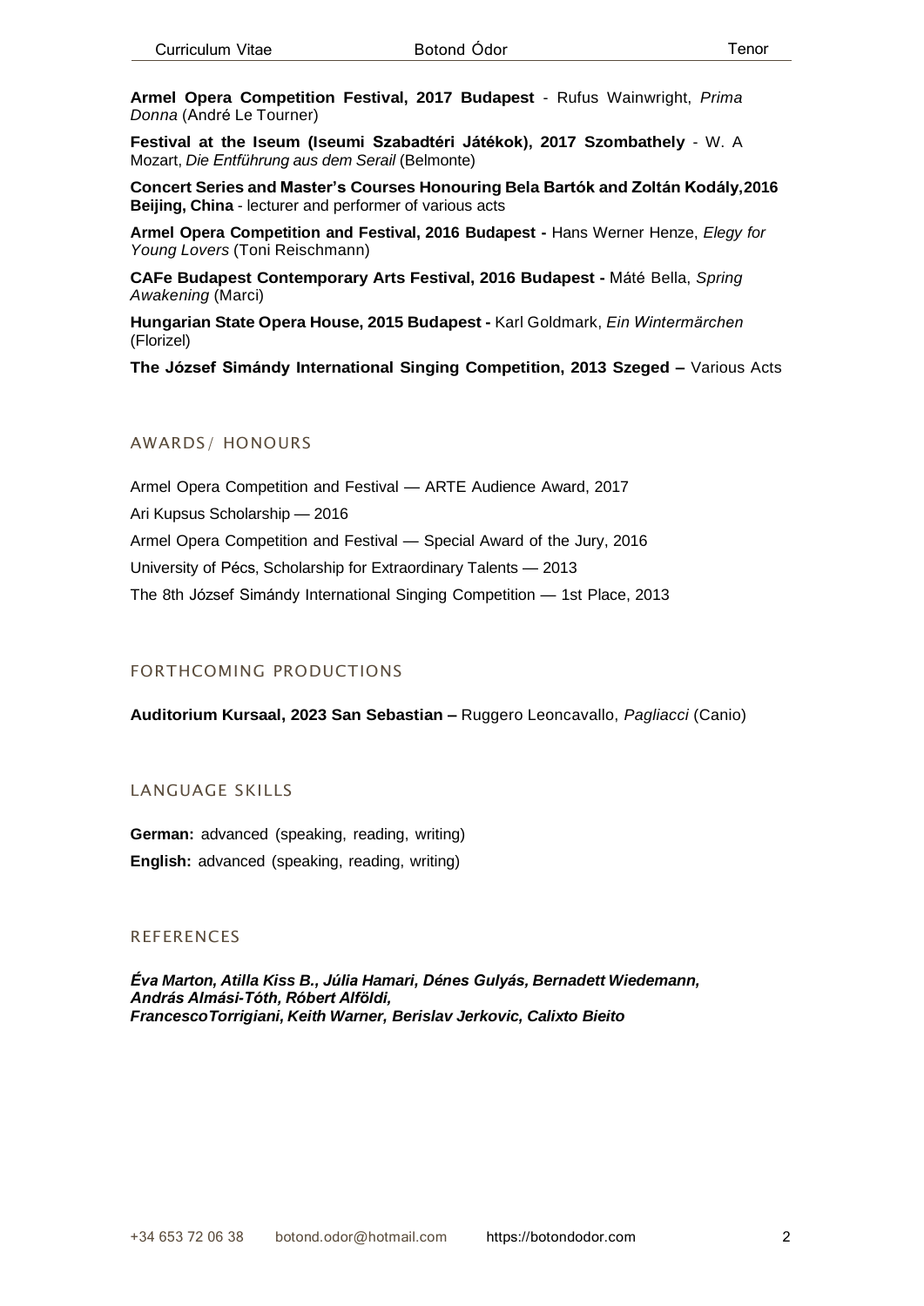**Armel Opera Competition Festival, 2017 Budapest** - Rufus Wainwright, *Prima Donna* (André Le Tourner)

**Festival at the Iseum (Iseumi Szabadtéri Játékok), 2017 Szombathely** - W. A Mozart, *Die Entführung aus dem Serail* (Belmonte)

**Concert Series and Master's Courses Honouring Bela Bartók and Zoltán Kodály,2016 Beijing, China** - lecturer and performer of various acts

**Armel Opera Competition and Festival, 2016 Budapest -** Hans Werner Henze, *Elegy for Young Lovers* (Toni Reischmann)

**CAFe Budapest Contemporary Arts Festival, 2016 Budapest -** Máté Bella, *Spring Awakening* (Marci)

**Hungarian State Opera House, 2015 Budapest -** Karl Goldmark, *Ein Wintermärchen* (Florizel)

**The József Simándy International Singing Competition, 2013 Szeged –** Various Acts

## AWARDS / HONOURS

Armel Opera Competition and Festival — ARTE Audience Award, 2017

Ari Kupsus Scholarship — 2016

Armel Opera Competition and Festival — Special Award of the Jury, 2016

University of Pécs, Scholarship for Extraordinary Talents — 2013

The 8th József Simándy International Singing Competition — 1st Place, 2013

## FORTHCOMING PRODUCTIONS

**Auditorium Kursaal, 2023 San Sebastian –** Ruggero Leoncavallo, *Pagliacci* (Canio)

## LANGUAGE SKILLS

**German:** advanced (speaking, reading, writing)

**English:** advanced (speaking, reading, writing)

## REFERENCES

***Éva Marton, Atilla Kiss B., Júlia Hamari, Dénes Gulyás, Bernadett Wiedemann, András Almási-Tóth, Róbert Alföldi, FrancescoTorrigiani, Keith Warner, Berislav Jerkovic, Calixto Bieito***

+34 653 72 06 38 botond.odor@hotmail.com https://botondodor.com